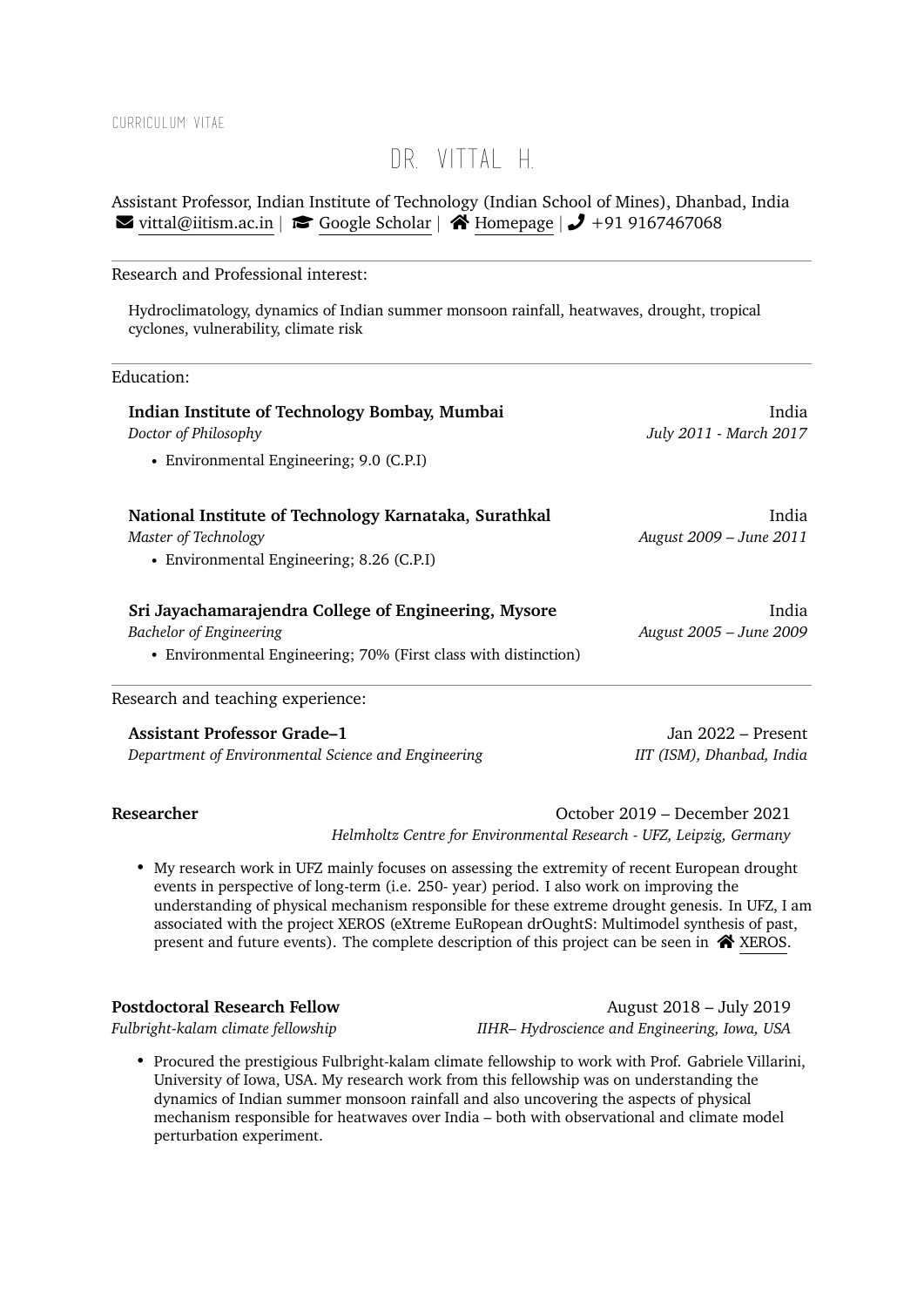CURRICULUM VITAE

# DR. VITTAL H.

Assistant Professor, Indian Institute of Technology (Indian School of Mines), Dhanbad, India
vittal@iitism.ac.in | Google Scholar | Homepage | +91 9167467068

---

## Research and Professional interest:

Hydroclimatology, dynamics of Indian summer monsoon rainfall, heatwaves, drought, tropical cyclones, vulnerability, climate risk

---

## Education:

**Indian Institute of Technology Bombay, Mumbai** — India
*Doctor of Philosophy* — *July 2011 - March 2017*

- Environmental Engineering; 9.0 (C.P.I)

**National Institute of Technology Karnataka, Surathkal** — India
*Master of Technology* — *August 2009 – June 2011*

- Environmental Engineering; 8.26 (C.P.I)

**Sri Jayachamarajendra College of Engineering, Mysore** — India
*Bachelor of Engineering* — *August 2005 – June 2009*

- Environmental Engineering; 70% (First class with distinction)

---

## Research and teaching experience:

**Assistant Professor Grade–1** — Jan 2022 – Present
*Department of Environmental Science and Engineering* — *IIT (ISM), Dhanbad, India*

**Researcher** — October 2019 – December 2021
*Helmholtz Centre for Environmental Research - UFZ, Leipzig, Germany*

- My research work in UFZ mainly focuses on assessing the extremity of recent European drought events in perspective of long-term (i.e. 250- year) period. I also work on improving the understanding of physical mechanism responsible for these extreme drought genesis. In UFZ, I am associated with the project XEROS (eXtreme EuRopean drOughtS: Multimodel synthesis of past, present and future events). The complete description of this project can be seen in XEROS.

**Postdoctoral Research Fellow** — August 2018 – July 2019
*Fulbright-kalam climate fellowship* — *IIHR– Hydroscience and Engineering, Iowa, USA*

- Procured the prestigious Fulbright-kalam climate fellowship to work with Prof. Gabriele Villarini, University of Iowa, USA. My research work from this fellowship was on understanding the dynamics of Indian summer monsoon rainfall and also uncovering the aspects of physical mechanism responsible for heatwaves over India – both with observational and climate model perturbation experiment.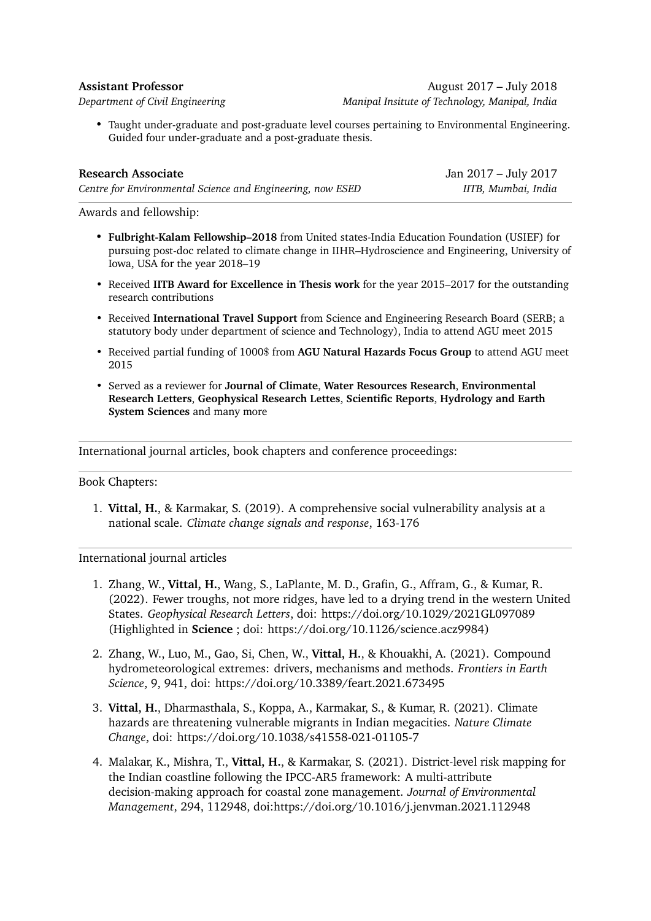**Assistant Professor** August 2017 – July 2018
*Department of Civil Engineering* *Manipal Insitute of Technology, Manipal, India*

- Taught under-graduate and post-graduate level courses pertaining to Environmental Engineering. Guided four under-graduate and a post-graduate thesis.

**Research Associate** Jan 2017 – July 2017
*Centre for Environmental Science and Engineering, now ESED* *IITB, Mumbai, India*

---

Awards and fellowship:

- **Fulbright-Kalam Fellowship–2018** from United states-India Education Foundation (USIEF) for pursuing post-doc related to climate change in IIHR–Hydroscience and Engineering, University of Iowa, USA for the year 2018–19
- Received **IITB Award for Excellence in Thesis work** for the year 2015–2017 for the outstanding research contributions
- Received **International Travel Support** from Science and Engineering Research Board (SERB; a statutory body under department of science and Technology), India to attend AGU meet 2015
- Received partial funding of 1000$ from **AGU Natural Hazards Focus Group** to attend AGU meet 2015
- Served as a reviewer for **Journal of Climate**, **Water Resources Research**, **Environmental Research Letters**, **Geophysical Research Lettes**, **Scientific Reports**, **Hydrology and Earth System Sciences** and many more

---

International journal articles, book chapters and conference proceedings:

---

Book Chapters:

1. **Vittal, H.**, & Karmakar, S. (2019). A comprehensive social vulnerability analysis at a national scale. *Climate change signals and response*, 163-176

---

International journal articles

1. Zhang, W., **Vittal, H.**, Wang, S., LaPlante, M. D., Grafin, G., Affram, G., & Kumar, R. (2022). Fewer troughs, not more ridges, have led to a drying trend in the western United States. *Geophysical Research Letters*, doi: https://doi.org/10.1029/2021GL097089 (Highlighted in **Science** ; doi: https://doi.org/10.1126/science.acz9984)
2. Zhang, W., Luo, M., Gao, Si, Chen, W., **Vittal, H.**, & Khouakhi, A. (2021). Compound hydrometeorological extremes: drivers, mechanisms and methods. *Frontiers in Earth Science*, 9, 941, doi: https://doi.org/10.3389/feart.2021.673495
3. **Vittal, H.**, Dharmasthala, S., Koppa, A., Karmakar, S., & Kumar, R. (2021). Climate hazards are threatening vulnerable migrants in Indian megacities. *Nature Climate Change*, doi: https://doi.org/10.1038/s41558-021-01105-7
4. Malakar, K., Mishra, T., **Vittal, H.**, & Karmakar, S. (2021). District-level risk mapping for the Indian coastline following the IPCC-AR5 framework: A multi-attribute decision-making approach for coastal zone management. *Journal of Environmental Management*, 294, 112948, doi:https://doi.org/10.1016/j.jenvman.2021.112948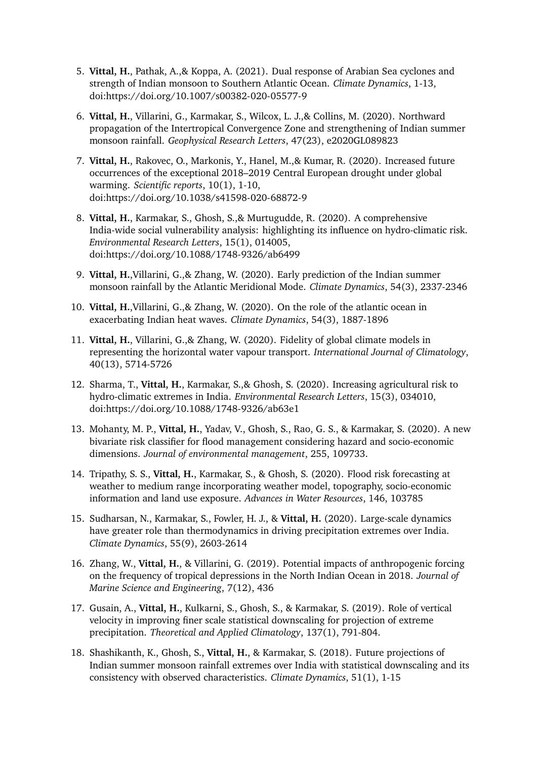5. **Vittal, H.**, Pathak, A.,& Koppa, A. (2021). Dual response of Arabian Sea cyclones and strength of Indian monsoon to Southern Atlantic Ocean. *Climate Dynamics*, 1-13, doi:https://doi.org/10.1007/s00382-020-05577-9

6. **Vittal, H.**, Villarini, G., Karmakar, S., Wilcox, L. J.,& Collins, M. (2020). Northward propagation of the Intertropical Convergence Zone and strengthening of Indian summer monsoon rainfall. *Geophysical Research Letters*, 47(23), e2020GL089823

7. **Vittal, H.**, Rakovec, O., Markonis, Y., Hanel, M.,& Kumar, R. (2020). Increased future occurrences of the exceptional 2018–2019 Central European drought under global warming. *Scientific reports*, 10(1), 1-10, doi:https://doi.org/10.1038/s41598-020-68872-9

8. **Vittal, H.**, Karmakar, S., Ghosh, S.,& Murtugudde, R. (2020). A comprehensive India-wide social vulnerability analysis: highlighting its influence on hydro-climatic risk. *Environmental Research Letters*, 15(1), 014005, doi:https://doi.org/10.1088/1748-9326/ab6499

9. **Vittal, H.**,Villarini, G.,& Zhang, W. (2020). Early prediction of the Indian summer monsoon rainfall by the Atlantic Meridional Mode. *Climate Dynamics*, 54(3), 2337-2346

10. **Vittal, H.**,Villarini, G.,& Zhang, W. (2020). On the role of the atlantic ocean in exacerbating Indian heat waves. *Climate Dynamics*, 54(3), 1887-1896

11. **Vittal, H.**, Villarini, G.,& Zhang, W. (2020). Fidelity of global climate models in representing the horizontal water vapour transport. *International Journal of Climatology*, 40(13), 5714-5726

12. Sharma, T., **Vittal, H.**, Karmakar, S.,& Ghosh, S. (2020). Increasing agricultural risk to hydro-climatic extremes in India. *Environmental Research Letters*, 15(3), 034010, doi:https://doi.org/10.1088/1748-9326/ab63e1

13. Mohanty, M. P., **Vittal, H.**, Yadav, V., Ghosh, S., Rao, G. S., & Karmakar, S. (2020). A new bivariate risk classifier for flood management considering hazard and socio-economic dimensions. *Journal of environmental management*, 255, 109733.

14. Tripathy, S. S., **Vittal, H.**, Karmakar, S., & Ghosh, S. (2020). Flood risk forecasting at weather to medium range incorporating weather model, topography, socio-economic information and land use exposure. *Advances in Water Resources*, 146, 103785

15. Sudharsan, N., Karmakar, S., Fowler, H. J., & **Vittal, H.** (2020). Large-scale dynamics have greater role than thermodynamics in driving precipitation extremes over India. *Climate Dynamics*, 55(9), 2603-2614

16. Zhang, W., **Vittal, H.**, & Villarini, G. (2019). Potential impacts of anthropogenic forcing on the frequency of tropical depressions in the North Indian Ocean in 2018. *Journal of Marine Science and Engineering*, 7(12), 436

17. Gusain, A., **Vittal, H.**, Kulkarni, S., Ghosh, S., & Karmakar, S. (2019). Role of vertical velocity in improving finer scale statistical downscaling for projection of extreme precipitation. *Theoretical and Applied Climatology*, 137(1), 791-804.

18. Shashikanth, K., Ghosh, S., **Vittal, H.**, & Karmakar, S. (2018). Future projections of Indian summer monsoon rainfall extremes over India with statistical downscaling and its consistency with observed characteristics. *Climate Dynamics*, 51(1), 1-15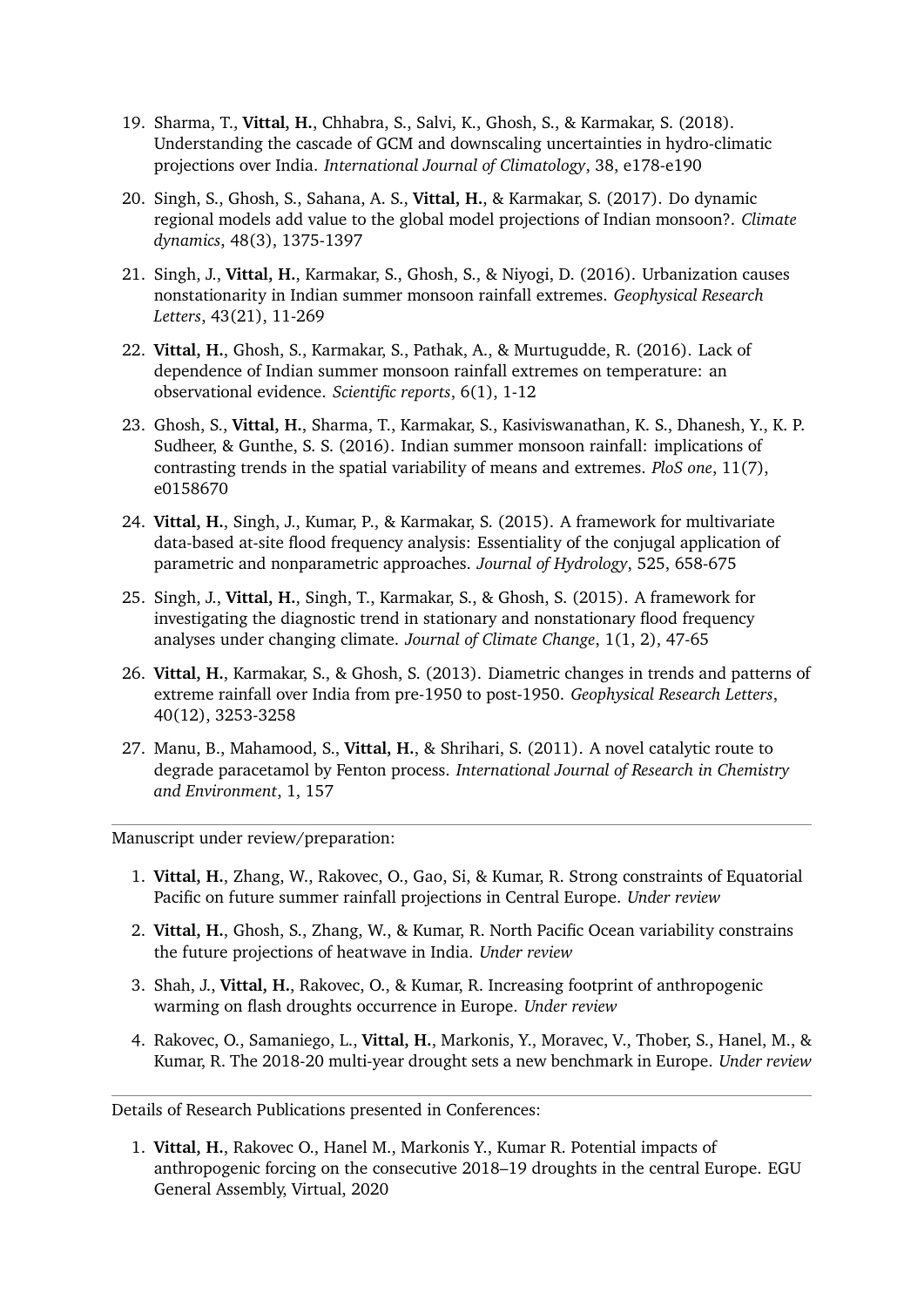19. Sharma, T., **Vittal, H.**, Chhabra, S., Salvi, K., Ghosh, S., & Karmakar, S. (2018). Understanding the cascade of GCM and downscaling uncertainties in hydro-climatic projections over India. *International Journal of Climatology*, 38, e178-e190
20. Singh, S., Ghosh, S., Sahana, A. S., **Vittal, H.**, & Karmakar, S. (2017). Do dynamic regional models add value to the global model projections of Indian monsoon?. *Climate dynamics*, 48(3), 1375-1397
21. Singh, J., **Vittal, H.**, Karmakar, S., Ghosh, S., & Niyogi, D. (2016). Urbanization causes nonstationarity in Indian summer monsoon rainfall extremes. *Geophysical Research Letters*, 43(21), 11-269
22. **Vittal, H.**, Ghosh, S., Karmakar, S., Pathak, A., & Murtugudde, R. (2016). Lack of dependence of Indian summer monsoon rainfall extremes on temperature: an observational evidence. *Scientific reports*, 6(1), 1-12
23. Ghosh, S., **Vittal, H.**, Sharma, T., Karmakar, S., Kasiviswanathan, K. S., Dhanesh, Y., K. P. Sudheer, & Gunthe, S. S. (2016). Indian summer monsoon rainfall: implications of contrasting trends in the spatial variability of means and extremes. *PloS one*, 11(7), e0158670
24. **Vittal, H.**, Singh, J., Kumar, P., & Karmakar, S. (2015). A framework for multivariate data-based at-site flood frequency analysis: Essentiality of the conjugal application of parametric and nonparametric approaches. *Journal of Hydrology*, 525, 658-675
25. Singh, J., **Vittal, H.**, Singh, T., Karmakar, S., & Ghosh, S. (2015). A framework for investigating the diagnostic trend in stationary and nonstationary flood frequency analyses under changing climate. *Journal of Climate Change*, 1(1, 2), 47-65
26. **Vittal, H.**, Karmakar, S., & Ghosh, S. (2013). Diametric changes in trends and patterns of extreme rainfall over India from pre-1950 to post-1950. *Geophysical Research Letters*, 40(12), 3253-3258
27. Manu, B., Mahamood, S., **Vittal, H.**, & Shrihari, S. (2011). A novel catalytic route to degrade paracetamol by Fenton process. *International Journal of Research in Chemistry and Environment*, 1, 157

---

Manuscript under review/preparation:

1. **Vittal, H.**, Zhang, W., Rakovec, O., Gao, Si, & Kumar, R. Strong constraints of Equatorial Pacific on future summer rainfall projections in Central Europe. *Under review*
2. **Vittal, H.**, Ghosh, S., Zhang, W., & Kumar, R. North Pacific Ocean variability constrains the future projections of heatwave in India. *Under review*
3. Shah, J., **Vittal, H.**, Rakovec, O., & Kumar, R. Increasing footprint of anthropogenic warming on flash droughts occurrence in Europe. *Under review*
4. Rakovec, O., Samaniego, L., **Vittal, H.**, Markonis, Y., Moravec, V., Thober, S., Hanel, M., & Kumar, R. The 2018-20 multi-year drought sets a new benchmark in Europe. *Under review*

---

Details of Research Publications presented in Conferences:

1. **Vittal, H.**, Rakovec O., Hanel M., Markonis Y., Kumar R. Potential impacts of anthropogenic forcing on the consecutive 2018–19 droughts in the central Europe. EGU General Assembly, Virtual, 2020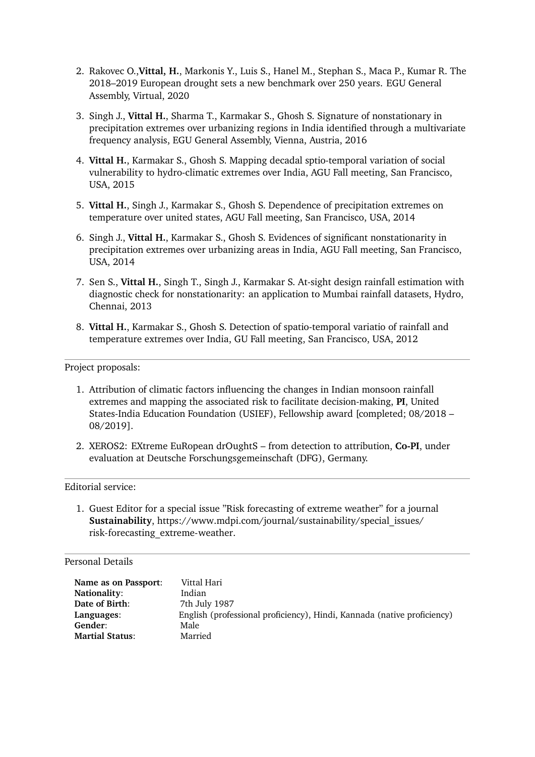2. Rakovec O.,**Vittal, H.**, Markonis Y., Luis S., Hanel M., Stephan S., Maca P., Kumar R. The 2018–2019 European drought sets a new benchmark over 250 years. EGU General Assembly, Virtual, 2020

3. Singh J., **Vittal H.**, Sharma T., Karmakar S., Ghosh S. Signature of nonstationary in precipitation extremes over urbanizing regions in India identified through a multivariate frequency analysis, EGU General Assembly, Vienna, Austria, 2016

4. **Vittal H.**, Karmakar S., Ghosh S. Mapping decadal sptio-temporal variation of social vulnerability to hydro-climatic extremes over India, AGU Fall meeting, San Francisco, USA, 2015

5. **Vittal H.**, Singh J., Karmakar S., Ghosh S. Dependence of precipitation extremes on temperature over united states, AGU Fall meeting, San Francisco, USA, 2014

6. Singh J., **Vittal H.**, Karmakar S., Ghosh S. Evidences of significant nonstationarity in precipitation extremes over urbanizing areas in India, AGU Fall meeting, San Francisco, USA, 2014

7. Sen S., **Vittal H.**, Singh T., Singh J., Karmakar S. At-sight design rainfall estimation with diagnostic check for nonstationarity: an application to Mumbai rainfall datasets, Hydro, Chennai, 2013

8. **Vittal H.**, Karmakar S., Ghosh S. Detection of spatio-temporal variatio of rainfall and temperature extremes over India, GU Fall meeting, San Francisco, USA, 2012

---

Project proposals:

1. Attribution of climatic factors influencing the changes in Indian monsoon rainfall extremes and mapping the associated risk to facilitate decision-making, **PI**, United States-India Education Foundation (USIEF), Fellowship award [completed; 08/2018 – 08/2019].

2. XEROS2: EXtreme EuRopean drOughtS – from detection to attribution, **Co-PI**, under evaluation at Deutsche Forschungsgemeinschaft (DFG), Germany.

---

Editorial service:

1. Guest Editor for a special issue "Risk forecasting of extreme weather" for a journal **Sustainability**, https://www.mdpi.com/journal/sustainability/special_issues/risk-forecasting_extreme-weather.

---

Personal Details

| | |
|---|---|
| **Name as on Passport**: | Vittal Hari |
| **Nationality**: | Indian |
| **Date of Birth**: | 7th July 1987 |
| **Languages**: | English (professional proficiency), Hindi, Kannada (native proficiency) |
| **Gender**: | Male |
| **Martial Status**: | Married |